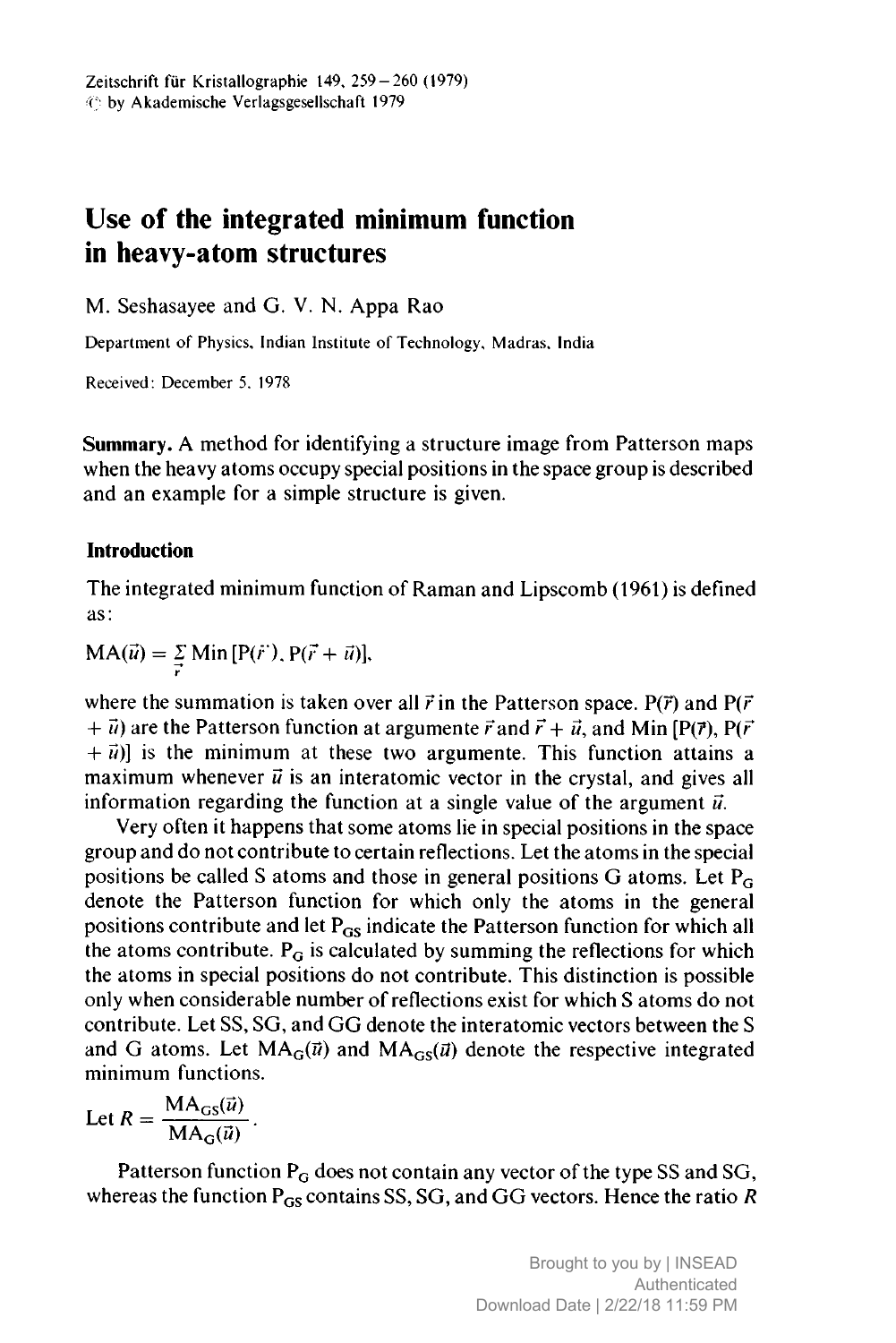# Use of the integrated minimum function in heavy-atom structures

M. Seshasayee and G. V. N. Appa Rao

Department of Physics, Indian Institute of Technology, Madras, India

Received: December 5, 1978

**Summary.** A method for identifying a structure image from Patterson maps when the heavy atoms occupy special positions in the space group is described and an example for a simple structure is given.

## Introduction

The integrated minimum function of Raman and Lipscomb (1961) is defined as:

$$\mathrm{MA}(\vec{u}) = \sum_{\vec{r}} \mathrm{Min}\,[\mathrm{P}(\vec{r}),\, \mathrm{P}(\vec{r} + \vec{u})],$$

where the summation is taken over all $\vec{r}$ in the Patterson space. $\mathrm{P}(\vec{r})$ and $\mathrm{P}(\vec{r} + \vec{u})$ are the Patterson function at argumente $\vec{r}$ and $\vec{r} + \vec{u}$, and $\mathrm{Min}\,[\mathrm{P}(\vec{r}),\, \mathrm{P}(\vec{r} + \vec{u})]$ is the minimum at these two argumente. This function attains a maximum whenever $\vec{u}$ is an interatomic vector in the crystal, and gives all information regarding the function at a single value of the argument $\vec{u}$.

Very often it happens that some atoms lie in special positions in the space group and do not contribute to certain reflections. Let the atoms in the special positions be called S atoms and those in general positions G atoms. Let $\mathrm{P_G}$ denote the Patterson function for which only the atoms in the general positions contribute and let $\mathrm{P_{GS}}$ indicate the Patterson function for which all the atoms contribute. $\mathrm{P_G}$ is calculated by summing the reflections for which the atoms in special positions do not contribute. This distinction is possible only when considerable number of reflections exist for which S atoms do not contribute. Let SS, SG, and GG denote the interatomic vectors between the S and G atoms. Let $\mathrm{MA_G}(\vec{u})$ and $\mathrm{MA_{GS}}(\vec{u})$ denote the respective integrated minimum functions.

$$\text{Let } R = \frac{\mathrm{MA_{GS}}(\vec{u})}{\mathrm{MA_G}(\vec{u})}.$$

Patterson function $\mathrm{P_G}$ does not contain any vector of the type SS and SG, whereas the function $\mathrm{P_{GS}}$ contains SS, SG, and GG vectors. Hence the ratio $R$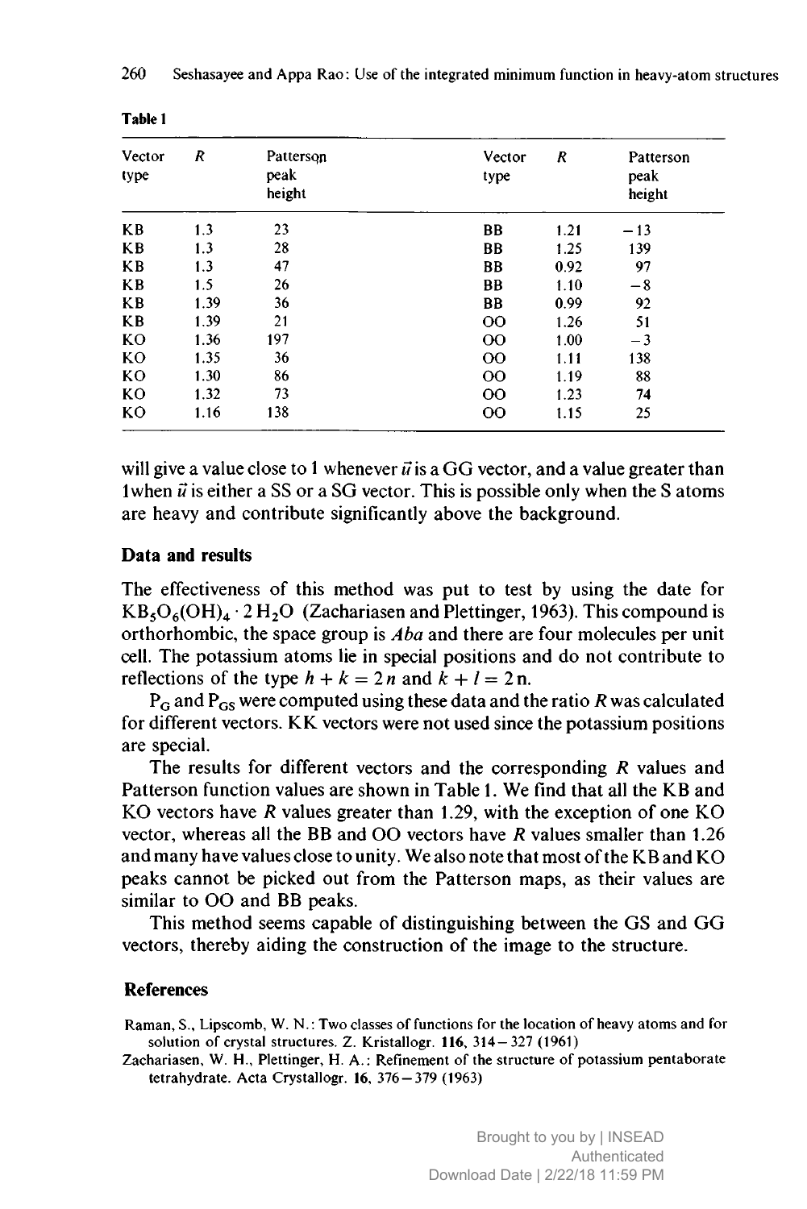**Table 1**

| Vector type | $R$ | Patterson peak height | Vector type | $R$ | Patterson peak height |
|---|---|---|---|---|---|
| KB | 1.3 | 23 | BB | 1.21 | −13 |
| KB | 1.3 | 28 | BB | 1.25 | 139 |
| KB | 1.3 | 47 | BB | 0.92 | 97 |
| KB | 1.5 | 26 | BB | 1.10 | −8 |
| KB | 1.39 | 36 | BB | 0.99 | 92 |
| KB | 1.39 | 21 | OO | 1.26 | 51 |
| KO | 1.36 | 197 | OO | 1.00 | −3 |
| KO | 1.35 | 36 | OO | 1.11 | 138 |
| KO | 1.30 | 86 | OO | 1.19 | 88 |
| KO | 1.32 | 73 | OO | 1.23 | 74 |
| KO | 1.16 | 138 | OO | 1.15 | 25 |

will give a value close to 1 whenever $\vec{u}$ is a GG vector, and a value greater than 1when $\vec{u}$ is either a SS or a SG vector. This is possible only when the S atoms are heavy and contribute significantly above the background.

## Data and results

The effectiveness of this method was put to test by using the date for $KB_5O_6(OH)_4 \cdot 2\,H_2O$ (Zachariasen and Plettinger, 1963). This compound is orthorhombic, the space group is *Aba* and there are four molecules per unit cell. The potassium atoms lie in special positions and do not contribute to reflections of the type $h + k = 2n$ and $k + l = 2n$.

$P_G$ and $P_{GS}$ were computed using these data and the ratio $R$ was calculated for different vectors. KK vectors were not used since the potassium positions are special.

The results for different vectors and the corresponding $R$ values and Patterson function values are shown in Table 1. We find that all the KB and KO vectors have $R$ values greater than 1.29, with the exception of one KO vector, whereas all the BB and OO vectors have $R$ values smaller than 1.26 and many have values close to unity. We also note that most of the KB and KO peaks cannot be picked out from the Patterson maps, as their values are similar to OO and BB peaks.

This method seems capable of distinguishing between the GS and GG vectors, thereby aiding the construction of the image to the structure.

## References

Raman, S., Lipscomb, W. N.: Two classes of functions for the location of heavy atoms and for solution of crystal structures. Z. Kristallogr. **116**, 314–327 (1961)

Zachariasen, W. H., Plettinger, H. A.: Refinement of the structure of potassium pentaborate tetrahydrate. Acta Crystallogr. **16**, 376–379 (1963)